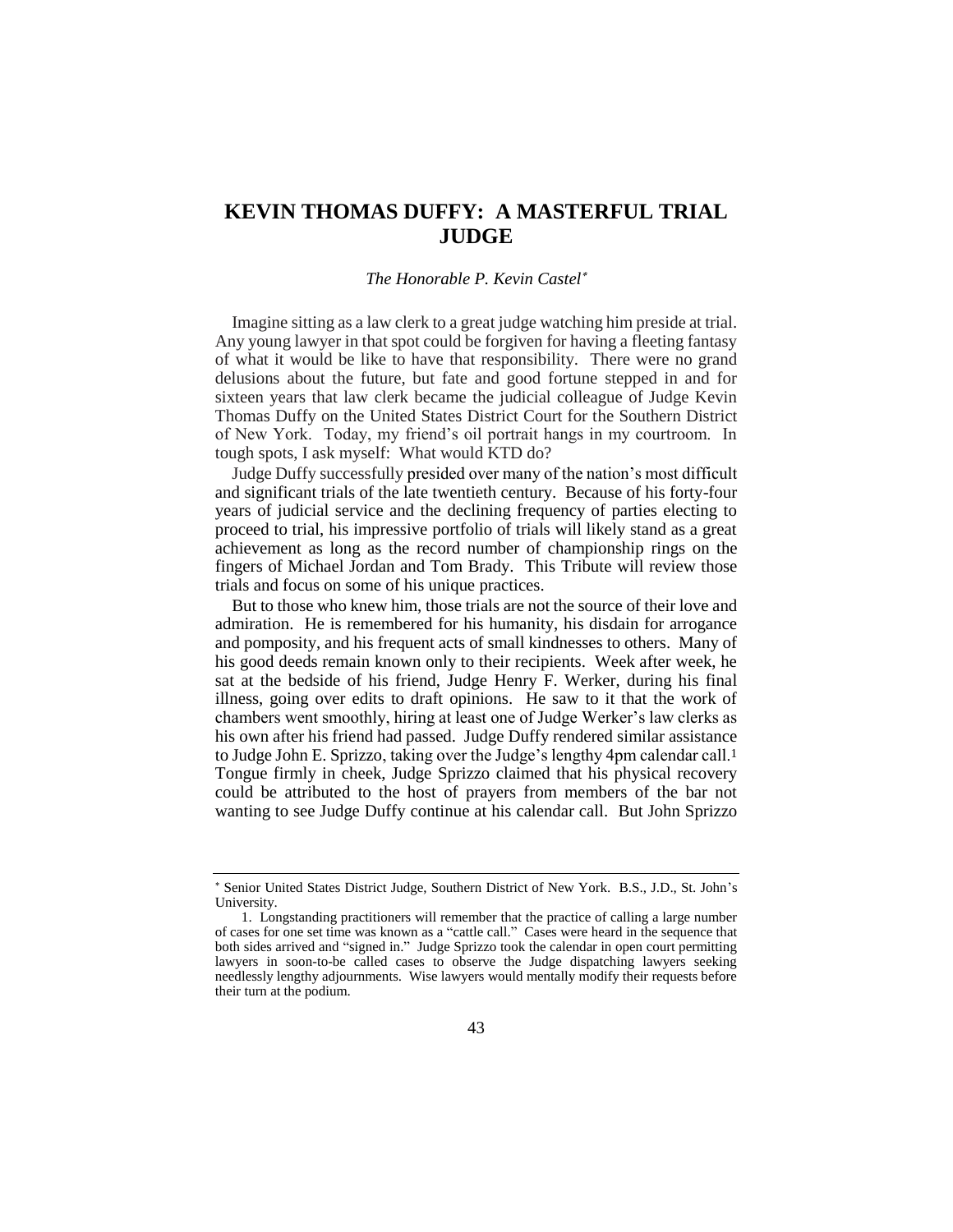# KEVIN THOMAS DUFFY: A MASTERFUL TRIAL JUDGE

*The Honorable P. Kevin Castel*[*]

Imagine sitting as a law clerk to a great judge watching him preside at trial. Any young lawyer in that spot could be forgiven for having a fleeting fantasy of what it would be like to have that responsibility. There were no grand delusions about the future, but fate and good fortune stepped in and for sixteen years that law clerk became the judicial colleague of Judge Kevin Thomas Duffy on the United States District Court for the Southern District of New York. Today, my friend's oil portrait hangs in my courtroom. In tough spots, I ask myself: What would KTD do?

Judge Duffy successfully presided over many of the nation's most difficult and significant trials of the late twentieth century. Because of his forty-four years of judicial service and the declining frequency of parties electing to proceed to trial, his impressive portfolio of trials will likely stand as a great achievement as long as the record number of championship rings on the fingers of Michael Jordan and Tom Brady. This Tribute will review those trials and focus on some of his unique practices.

But to those who knew him, those trials are not the source of their love and admiration. He is remembered for his humanity, his disdain for arrogance and pomposity, and his frequent acts of small kindnesses to others. Many of his good deeds remain known only to their recipients. Week after week, he sat at the bedside of his friend, Judge Henry F. Werker, during his final illness, going over edits to draft opinions. He saw to it that the work of chambers went smoothly, hiring at least one of Judge Werker's law clerks as his own after his friend had passed. Judge Duffy rendered similar assistance to Judge John E. Sprizzo, taking over the Judge's lengthy 4pm calendar call.[1] Tongue firmly in cheek, Judge Sprizzo claimed that his physical recovery could be attributed to the host of prayers from members of the bar not wanting to see Judge Duffy continue at his calendar call. But John Sprizzo

---

[*] Senior United States District Judge, Southern District of New York. B.S., J.D., St. John's University.

1. Longstanding practitioners will remember that the practice of calling a large number of cases for one set time was known as a "cattle call." Cases were heard in the sequence that both sides arrived and "signed in." Judge Sprizzo took the calendar in open court permitting lawyers in soon-to-be called cases to observe the Judge dispatching lawyers seeking needlessly lengthy adjournments. Wise lawyers would mentally modify their requests before their turn at the podium.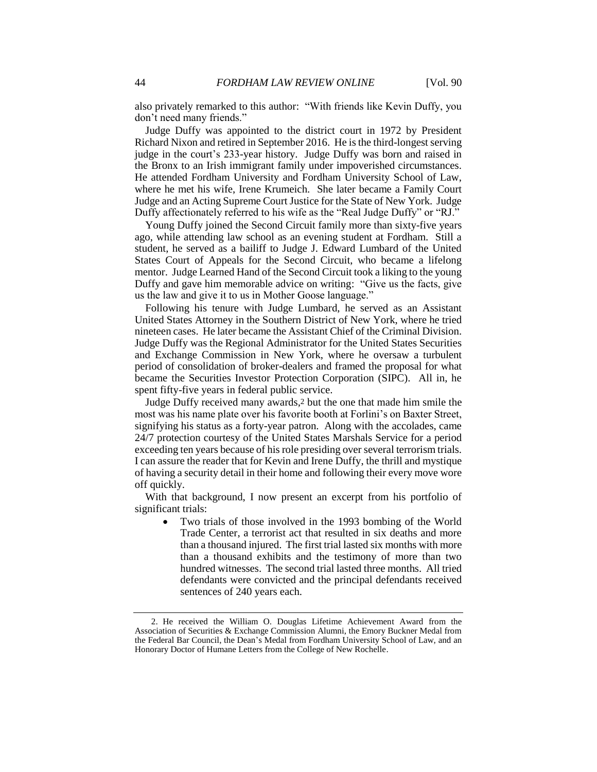also privately remarked to this author: "With friends like Kevin Duffy, you don't need many friends."

Judge Duffy was appointed to the district court in 1972 by President Richard Nixon and retired in September 2016. He is the third-longest serving judge in the court's 233-year history. Judge Duffy was born and raised in the Bronx to an Irish immigrant family under impoverished circumstances. He attended Fordham University and Fordham University School of Law, where he met his wife, Irene Krumeich. She later became a Family Court Judge and an Acting Supreme Court Justice for the State of New York. Judge Duffy affectionately referred to his wife as the "Real Judge Duffy" or "RJ."

Young Duffy joined the Second Circuit family more than sixty-five years ago, while attending law school as an evening student at Fordham. Still a student, he served as a bailiff to Judge J. Edward Lumbard of the United States Court of Appeals for the Second Circuit, who became a lifelong mentor. Judge Learned Hand of the Second Circuit took a liking to the young Duffy and gave him memorable advice on writing: "Give us the facts, give us the law and give it to us in Mother Goose language."

Following his tenure with Judge Lumbard, he served as an Assistant United States Attorney in the Southern District of New York, where he tried nineteen cases. He later became the Assistant Chief of the Criminal Division. Judge Duffy was the Regional Administrator for the United States Securities and Exchange Commission in New York, where he oversaw a turbulent period of consolidation of broker-dealers and framed the proposal for what became the Securities Investor Protection Corporation (SIPC). All in, he spent fifty-five years in federal public service.

Judge Duffy received many awards,[2] but the one that made him smile the most was his name plate over his favorite booth at Forlini's on Baxter Street, signifying his status as a forty-year patron. Along with the accolades, came 24/7 protection courtesy of the United States Marshals Service for a period exceeding ten years because of his role presiding over several terrorism trials. I can assure the reader that for Kevin and Irene Duffy, the thrill and mystique of having a security detail in their home and following their every move wore off quickly.

With that background, I now present an excerpt from his portfolio of significant trials:

- Two trials of those involved in the 1993 bombing of the World Trade Center, a terrorist act that resulted in six deaths and more than a thousand injured. The first trial lasted six months with more than a thousand exhibits and the testimony of more than two hundred witnesses. The second trial lasted three months. All tried defendants were convicted and the principal defendants received sentences of 240 years each.

---

2. He received the William O. Douglas Lifetime Achievement Award from the Association of Securities & Exchange Commission Alumni, the Emory Buckner Medal from the Federal Bar Council, the Dean's Medal from Fordham University School of Law, and an Honorary Doctor of Humane Letters from the College of New Rochelle.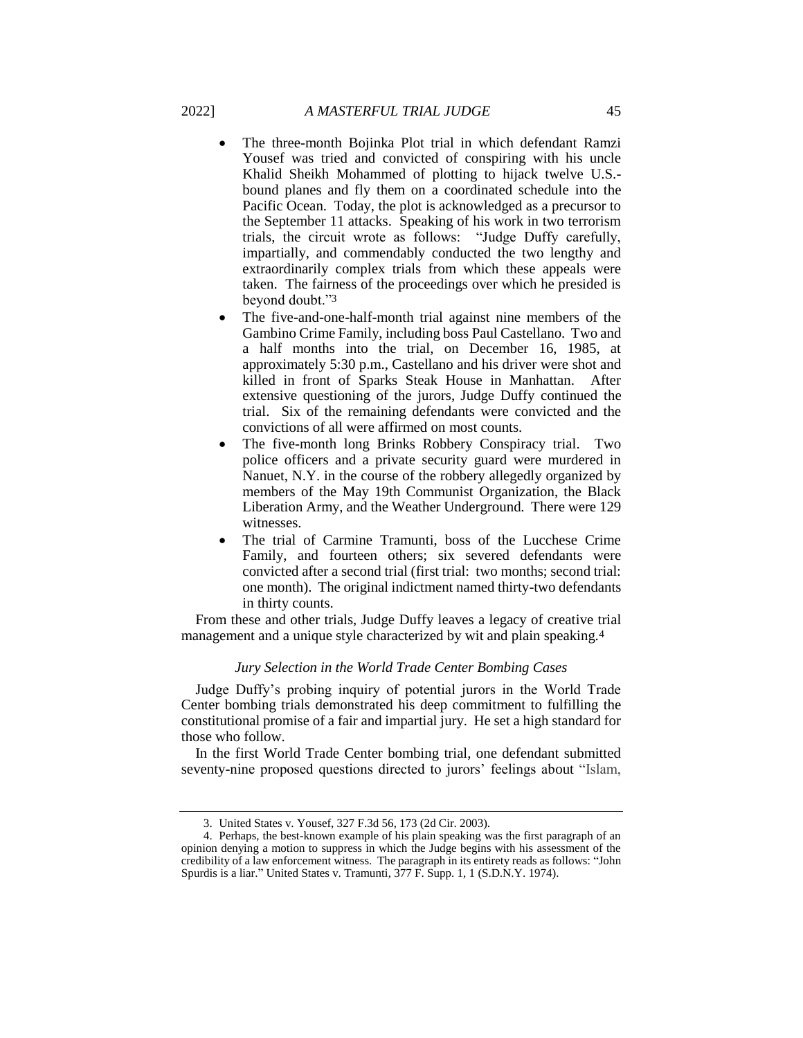- The three-month Bojinka Plot trial in which defendant Ramzi Yousef was tried and convicted of conspiring with his uncle Khalid Sheikh Mohammed of plotting to hijack twelve U.S.-bound planes and fly them on a coordinated schedule into the Pacific Ocean. Today, the plot is acknowledged as a precursor to the September 11 attacks. Speaking of his work in two terrorism trials, the circuit wrote as follows: "Judge Duffy carefully, impartially, and commendably conducted the two lengthy and extraordinarily complex trials from which these appeals were taken. The fairness of the proceedings over which he presided is beyond doubt."[3]
- The five-and-one-half-month trial against nine members of the Gambino Crime Family, including boss Paul Castellano. Two and a half months into the trial, on December 16, 1985, at approximately 5:30 p.m., Castellano and his driver were shot and killed in front of Sparks Steak House in Manhattan. After extensive questioning of the jurors, Judge Duffy continued the trial. Six of the remaining defendants were convicted and the convictions of all were affirmed on most counts.
- The five-month long Brinks Robbery Conspiracy trial. Two police officers and a private security guard were murdered in Nanuet, N.Y. in the course of the robbery allegedly organized by members of the May 19th Communist Organization, the Black Liberation Army, and the Weather Underground. There were 129 witnesses.
- The trial of Carmine Tramunti, boss of the Lucchese Crime Family, and fourteen others; six severed defendants were convicted after a second trial (first trial: two months; second trial: one month). The original indictment named thirty-two defendants in thirty counts.

From these and other trials, Judge Duffy leaves a legacy of creative trial management and a unique style characterized by wit and plain speaking.[4]

### *Jury Selection in the World Trade Center Bombing Cases*

Judge Duffy's probing inquiry of potential jurors in the World Trade Center bombing trials demonstrated his deep commitment to fulfilling the constitutional promise of a fair and impartial jury. He set a high standard for those who follow.

In the first World Trade Center bombing trial, one defendant submitted seventy-nine proposed questions directed to jurors' feelings about "Islam,

---

3. United States v. Yousef, 327 F.3d 56, 173 (2d Cir. 2003).

4. Perhaps, the best-known example of his plain speaking was the first paragraph of an opinion denying a motion to suppress in which the Judge begins with his assessment of the credibility of a law enforcement witness. The paragraph in its entirety reads as follows: "John Spurdis is a liar." United States v. Tramunti, 377 F. Supp. 1, 1 (S.D.N.Y. 1974).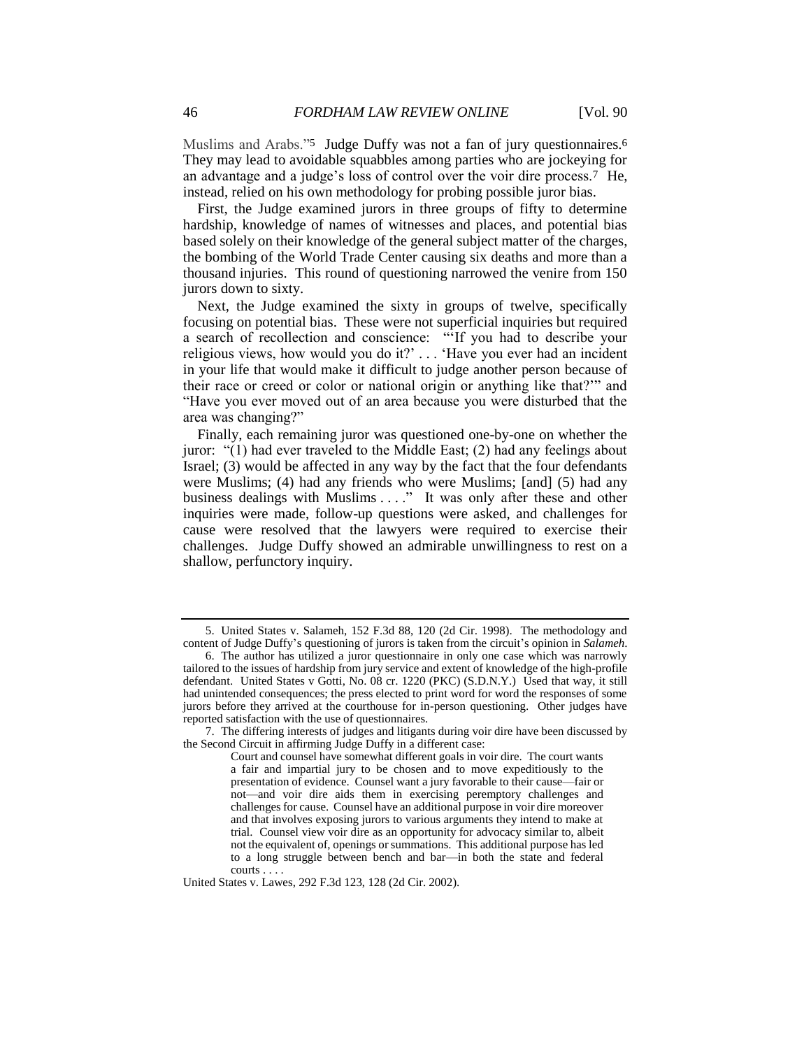Muslims and Arabs."[5] Judge Duffy was not a fan of jury questionnaires.[6] They may lead to avoidable squabbles among parties who are jockeying for an advantage and a judge's loss of control over the voir dire process.[7] He, instead, relied on his own methodology for probing possible juror bias.

First, the Judge examined jurors in three groups of fifty to determine hardship, knowledge of names of witnesses and places, and potential bias based solely on their knowledge of the general subject matter of the charges, the bombing of the World Trade Center causing six deaths and more than a thousand injuries. This round of questioning narrowed the venire from 150 jurors down to sixty.

Next, the Judge examined the sixty in groups of twelve, specifically focusing on potential bias. These were not superficial inquiries but required a search of recollection and conscience: "'If you had to describe your religious views, how would you do it?' . . . 'Have you ever had an incident in your life that would make it difficult to judge another person because of their race or creed or color or national origin or anything like that?'" and "Have you ever moved out of an area because you were disturbed that the area was changing?"

Finally, each remaining juror was questioned one-by-one on whether the juror: "(1) had ever traveled to the Middle East; (2) had any feelings about Israel; (3) would be affected in any way by the fact that the four defendants were Muslims; (4) had any friends who were Muslims; [and] (5) had any business dealings with Muslims . . . ." It was only after these and other inquiries were made, follow-up questions were asked, and challenges for cause were resolved that the lawyers were required to exercise their challenges. Judge Duffy showed an admirable unwillingness to rest on a shallow, perfunctory inquiry.

---

5. United States v. Salameh, 152 F.3d 88, 120 (2d Cir. 1998). The methodology and content of Judge Duffy's questioning of jurors is taken from the circuit's opinion in *Salameh*.

6. The author has utilized a juror questionnaire in only one case which was narrowly tailored to the issues of hardship from jury service and extent of knowledge of the high-profile defendant. United States v Gotti, No. 08 cr. 1220 (PKC) (S.D.N.Y.) Used that way, it still had unintended consequences; the press elected to print word for word the responses of some jurors before they arrived at the courthouse for in-person questioning. Other judges have reported satisfaction with the use of questionnaires.

7. The differing interests of judges and litigants during voir dire have been discussed by the Second Circuit in affirming Judge Duffy in a different case:

> Court and counsel have somewhat different goals in voir dire. The court wants a fair and impartial jury to be chosen and to move expeditiously to the presentation of evidence. Counsel want a jury favorable to their cause—fair or not—and voir dire aids them in exercising peremptory challenges and challenges for cause. Counsel have an additional purpose in voir dire moreover and that involves exposing jurors to various arguments they intend to make at trial. Counsel view voir dire as an opportunity for advocacy similar to, albeit not the equivalent of, openings or summations. This additional purpose has led to a long struggle between bench and bar—in both the state and federal courts . . . .

United States v. Lawes, 292 F.3d 123, 128 (2d Cir. 2002).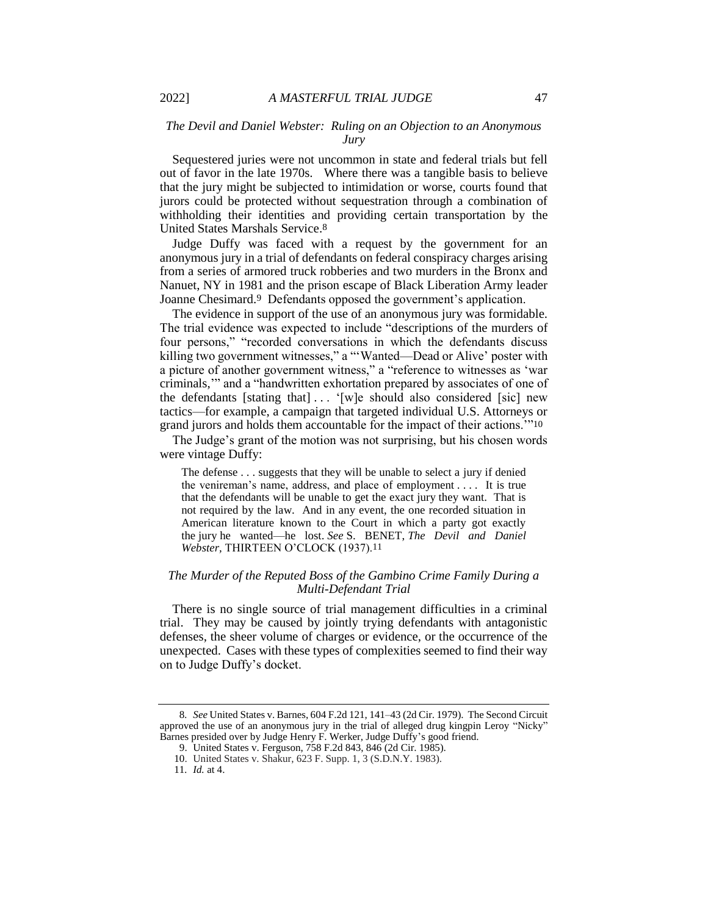### *The Devil and Daniel Webster: Ruling on an Objection to an Anonymous Jury*

Sequestered juries were not uncommon in state and federal trials but fell out of favor in the late 1970s. Where there was a tangible basis to believe that the jury might be subjected to intimidation or worse, courts found that jurors could be protected without sequestration through a combination of withholding their identities and providing certain transportation by the United States Marshals Service.[8]

Judge Duffy was faced with a request by the government for an anonymous jury in a trial of defendants on federal conspiracy charges arising from a series of armored truck robberies and two murders in the Bronx and Nanuet, NY in 1981 and the prison escape of Black Liberation Army leader Joanne Chesimard.[9] Defendants opposed the government's application.

The evidence in support of the use of an anonymous jury was formidable. The trial evidence was expected to include "descriptions of the murders of four persons," "recorded conversations in which the defendants discuss killing two government witnesses," a "'Wanted—Dead or Alive' poster with a picture of another government witness," a "reference to witnesses as 'war criminals,'" and a "handwritten exhortation prepared by associates of one of the defendants [stating that] . . . '[w]e should also considered [sic] new tactics—for example, a campaign that targeted individual U.S. Attorneys or grand jurors and holds them accountable for the impact of their actions.'"[10]

The Judge's grant of the motion was not surprising, but his chosen words were vintage Duffy:

> The defense . . . suggests that they will be unable to select a jury if denied the venireman's name, address, and place of employment . . . . It is true that the defendants will be unable to get the exact jury they want. That is not required by the law. And in any event, the one recorded situation in American literature known to the Court in which a party got exactly the jury he wanted—he lost. *See* S. BENET, *The Devil and Daniel Webster*, THIRTEEN O'CLOCK (1937).[11]

### *The Murder of the Reputed Boss of the Gambino Crime Family During a Multi-Defendant Trial*

There is no single source of trial management difficulties in a criminal trial. They may be caused by jointly trying defendants with antagonistic defenses, the sheer volume of charges or evidence, or the occurrence of the unexpected. Cases with these types of complexities seemed to find their way on to Judge Duffy's docket.

---

8. *See* United States v. Barnes, 604 F.2d 121, 141–43 (2d Cir. 1979). The Second Circuit approved the use of an anonymous jury in the trial of alleged drug kingpin Leroy "Nicky" Barnes presided over by Judge Henry F. Werker, Judge Duffy's good friend.

9. United States v. Ferguson, 758 F.2d 843, 846 (2d Cir. 1985).

10. United States v. Shakur, 623 F. Supp. 1, 3 (S.D.N.Y. 1983).

11. *Id.* at 4.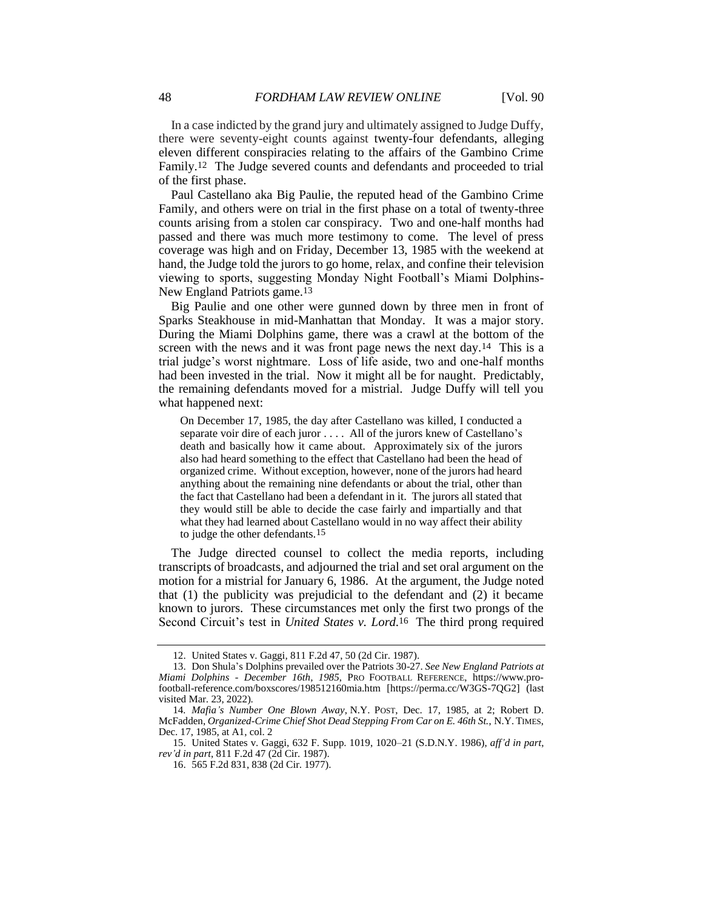In a case indicted by the grand jury and ultimately assigned to Judge Duffy, there were seventy-eight counts against twenty-four defendants, alleging eleven different conspiracies relating to the affairs of the Gambino Crime Family.[12] The Judge severed counts and defendants and proceeded to trial of the first phase.

Paul Castellano aka Big Paulie, the reputed head of the Gambino Crime Family, and others were on trial in the first phase on a total of twenty-three counts arising from a stolen car conspiracy. Two and one-half months had passed and there was much more testimony to come. The level of press coverage was high and on Friday, December 13, 1985 with the weekend at hand, the Judge told the jurors to go home, relax, and confine their television viewing to sports, suggesting Monday Night Football's Miami Dolphins-New England Patriots game.[13]

Big Paulie and one other were gunned down by three men in front of Sparks Steakhouse in mid-Manhattan that Monday. It was a major story. During the Miami Dolphins game, there was a crawl at the bottom of the screen with the news and it was front page news the next day.[14] This is a trial judge's worst nightmare. Loss of life aside, two and one-half months had been invested in the trial. Now it might all be for naught. Predictably, the remaining defendants moved for a mistrial. Judge Duffy will tell you what happened next:

> On December 17, 1985, the day after Castellano was killed, I conducted a separate voir dire of each juror . . . . All of the jurors knew of Castellano's death and basically how it came about. Approximately six of the jurors also had heard something to the effect that Castellano had been the head of organized crime. Without exception, however, none of the jurors had heard anything about the remaining nine defendants or about the trial, other than the fact that Castellano had been a defendant in it. The jurors all stated that they would still be able to decide the case fairly and impartially and that what they had learned about Castellano would in no way affect their ability to judge the other defendants.[15]

The Judge directed counsel to collect the media reports, including transcripts of broadcasts, and adjourned the trial and set oral argument on the motion for a mistrial for January 6, 1986. At the argument, the Judge noted that (1) the publicity was prejudicial to the defendant and (2) it became known to jurors. These circumstances met only the first two prongs of the Second Circuit's test in *United States v. Lord*.[16] The third prong required

---

12. United States v. Gaggi, 811 F.2d 47, 50 (2d Cir. 1987).

13. Don Shula's Dolphins prevailed over the Patriots 30-27. *See New England Patriots at Miami Dolphins - December 16th, 1985*, PRO FOOTBALL REFERENCE, https://www.pro-football-reference.com/boxscores/198512160mia.htm [https://perma.cc/W3GS-7QG2] (last visited Mar. 23, 2022).

14. *Mafia's Number One Blown Away*, N.Y. POST, Dec. 17, 1985, at 2; Robert D. McFadden, *Organized-Crime Chief Shot Dead Stepping From Car on E. 46th St.*, N.Y. TIMES, Dec. 17, 1985, at A1, col. 2

15. United States v. Gaggi, 632 F. Supp. 1019, 1020–21 (S.D.N.Y. 1986), *aff'd in part, rev'd in part*, 811 F.2d 47 (2d Cir. 1987).

16. 565 F.2d 831, 838 (2d Cir. 1977).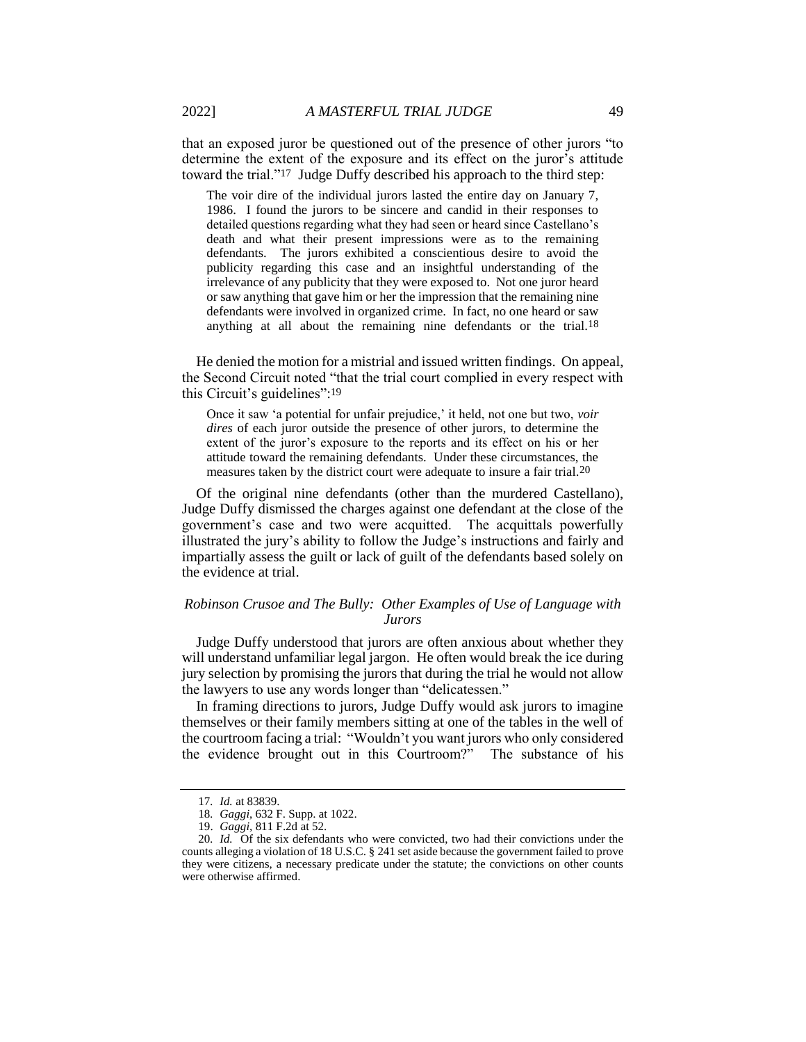that an exposed juror be questioned out of the presence of other jurors "to determine the extent of the exposure and its effect on the juror's attitude toward the trial."[17] Judge Duffy described his approach to the third step:

> The voir dire of the individual jurors lasted the entire day on January 7, 1986. I found the jurors to be sincere and candid in their responses to detailed questions regarding what they had seen or heard since Castellano's death and what their present impressions were as to the remaining defendants. The jurors exhibited a conscientious desire to avoid the publicity regarding this case and an insightful understanding of the irrelevance of any publicity that they were exposed to. Not one juror heard or saw anything that gave him or her the impression that the remaining nine defendants were involved in organized crime. In fact, no one heard or saw anything at all about the remaining nine defendants or the trial.[18]

He denied the motion for a mistrial and issued written findings. On appeal, the Second Circuit noted "that the trial court complied in every respect with this Circuit's guidelines":[19]

> Once it saw 'a potential for unfair prejudice,' it held, not one but two, *voir dires* of each juror outside the presence of other jurors, to determine the extent of the juror's exposure to the reports and its effect on his or her attitude toward the remaining defendants. Under these circumstances, the measures taken by the district court were adequate to insure a fair trial.[20]

Of the original nine defendants (other than the murdered Castellano), Judge Duffy dismissed the charges against one defendant at the close of the government's case and two were acquitted. The acquittals powerfully illustrated the jury's ability to follow the Judge's instructions and fairly and impartially assess the guilt or lack of guilt of the defendants based solely on the evidence at trial.

### *Robinson Crusoe and The Bully: Other Examples of Use of Language with Jurors*

Judge Duffy understood that jurors are often anxious about whether they will understand unfamiliar legal jargon. He often would break the ice during jury selection by promising the jurors that during the trial he would not allow the lawyers to use any words longer than "delicatessen."

In framing directions to jurors, Judge Duffy would ask jurors to imagine themselves or their family members sitting at one of the tables in the well of the courtroom facing a trial: "Wouldn't you want jurors who only considered the evidence brought out in this Courtroom?" The substance of his

---

17. *Id.* at 83839.

18. *Gaggi*, 632 F. Supp. at 1022.

19. *Gaggi*, 811 F.2d at 52.

20. *Id.* Of the six defendants who were convicted, two had their convictions under the counts alleging a violation of 18 U.S.C. § 241 set aside because the government failed to prove they were citizens, a necessary predicate under the statute; the convictions on other counts were otherwise affirmed.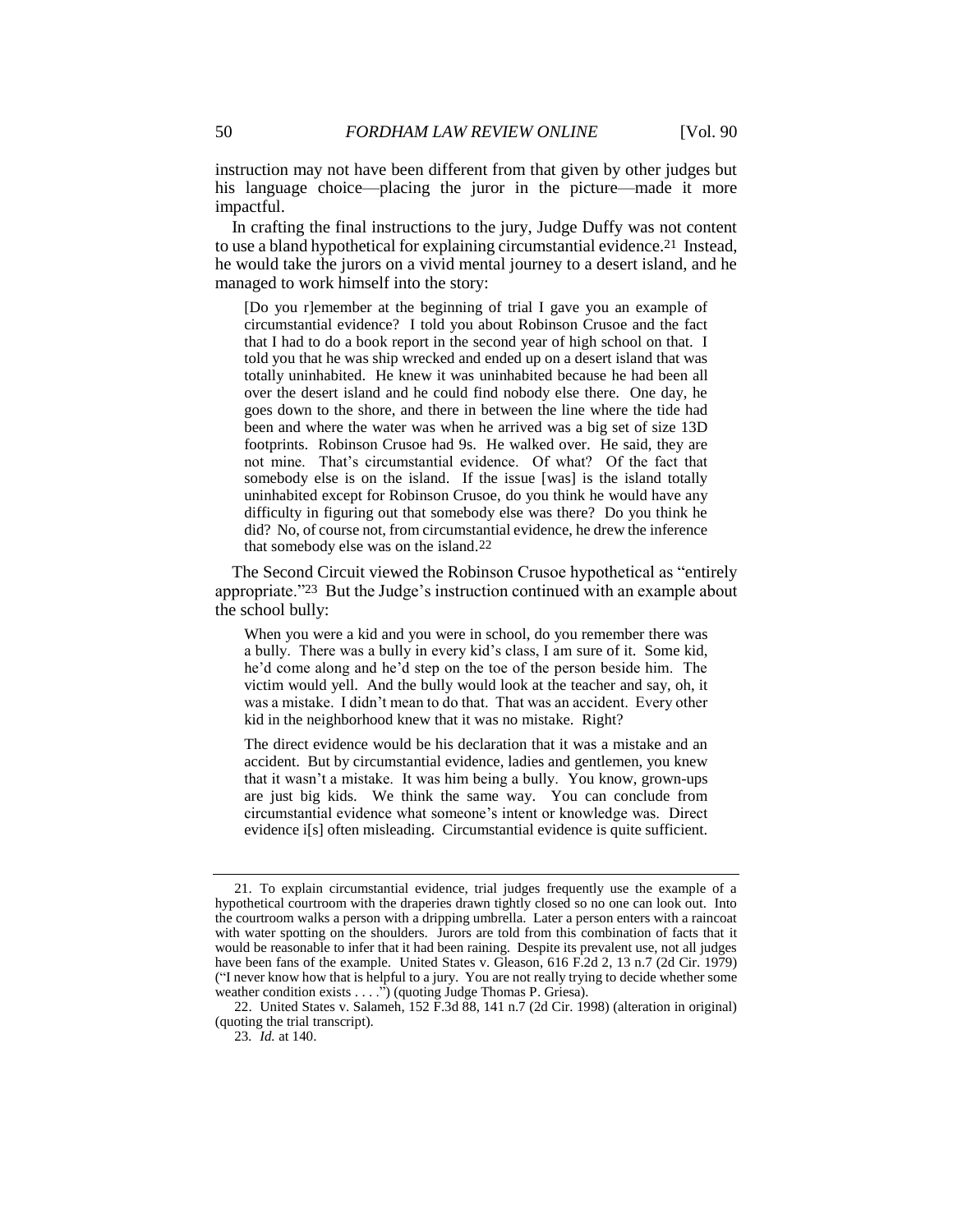instruction may not have been different from that given by other judges but his language choice—placing the juror in the picture—made it more impactful.

In crafting the final instructions to the jury, Judge Duffy was not content to use a bland hypothetical for explaining circumstantial evidence.[21] Instead, he would take the jurors on a vivid mental journey to a desert island, and he managed to work himself into the story:

> [Do you r]emember at the beginning of trial I gave you an example of circumstantial evidence? I told you about Robinson Crusoe and the fact that I had to do a book report in the second year of high school on that. I told you that he was ship wrecked and ended up on a desert island that was totally uninhabited. He knew it was uninhabited because he had been all over the desert island and he could find nobody else there. One day, he goes down to the shore, and there in between the line where the tide had been and where the water was when he arrived was a big set of size 13D footprints. Robinson Crusoe had 9s. He walked over. He said, they are not mine. That's circumstantial evidence. Of what? Of the fact that somebody else is on the island. If the issue [was] is the island totally uninhabited except for Robinson Crusoe, do you think he would have any difficulty in figuring out that somebody else was there? Do you think he did? No, of course not, from circumstantial evidence, he drew the inference that somebody else was on the island.[22]

The Second Circuit viewed the Robinson Crusoe hypothetical as "entirely appropriate."[23] But the Judge's instruction continued with an example about the school bully:

> When you were a kid and you were in school, do you remember there was a bully. There was a bully in every kid's class, I am sure of it. Some kid, he'd come along and he'd step on the toe of the person beside him. The victim would yell. And the bully would look at the teacher and say, oh, it was a mistake. I didn't mean to do that. That was an accident. Every other kid in the neighborhood knew that it was no mistake. Right?
>
> The direct evidence would be his declaration that it was a mistake and an accident. But by circumstantial evidence, ladies and gentlemen, you knew that it wasn't a mistake. It was him being a bully. You know, grown-ups are just big kids. We think the same way. You can conclude from circumstantial evidence what someone's intent or knowledge was. Direct evidence i[s] often misleading. Circumstantial evidence is quite sufficient.

---

21. To explain circumstantial evidence, trial judges frequently use the example of a hypothetical courtroom with the draperies drawn tightly closed so no one can look out. Into the courtroom walks a person with a dripping umbrella. Later a person enters with a raincoat with water spotting on the shoulders. Jurors are told from this combination of facts that it would be reasonable to infer that it had been raining. Despite its prevalent use, not all judges have been fans of the example. United States v. Gleason, 616 F.2d 2, 13 n.7 (2d Cir. 1979) ("I never know how that is helpful to a jury. You are not really trying to decide whether some weather condition exists . . . .") (quoting Judge Thomas P. Griesa).

22. United States v. Salameh, 152 F.3d 88, 141 n.7 (2d Cir. 1998) (alteration in original) (quoting the trial transcript).

23. *Id.* at 140.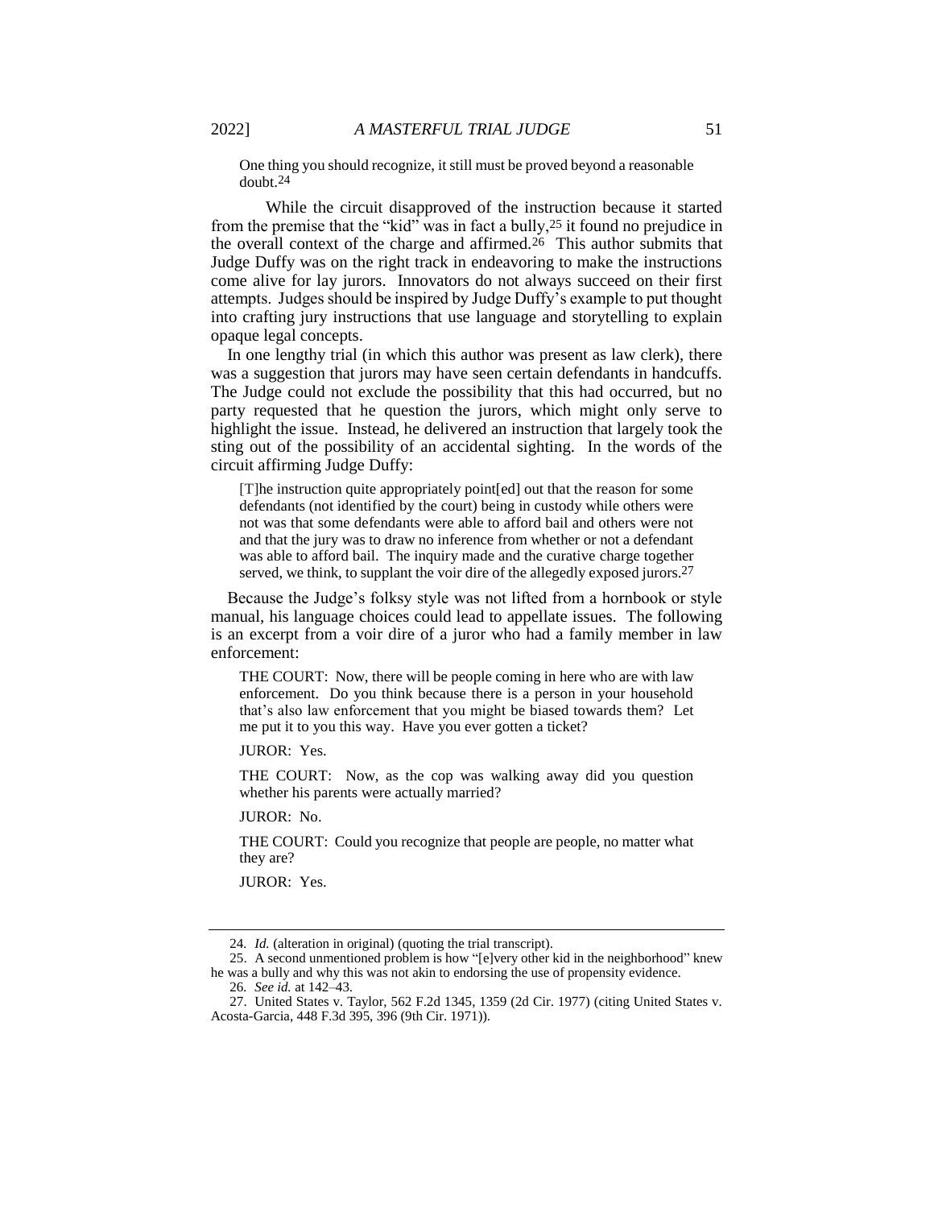> One thing you should recognize, it still must be proved beyond a reasonable doubt.[24]

While the circuit disapproved of the instruction because it started from the premise that the "kid" was in fact a bully,[25] it found no prejudice in the overall context of the charge and affirmed.[26] This author submits that Judge Duffy was on the right track in endeavoring to make the instructions come alive for lay jurors. Innovators do not always succeed on their first attempts. Judges should be inspired by Judge Duffy's example to put thought into crafting jury instructions that use language and storytelling to explain opaque legal concepts.

In one lengthy trial (in which this author was present as law clerk), there was a suggestion that jurors may have seen certain defendants in handcuffs. The Judge could not exclude the possibility that this had occurred, but no party requested that he question the jurors, which might only serve to highlight the issue. Instead, he delivered an instruction that largely took the sting out of the possibility of an accidental sighting. In the words of the circuit affirming Judge Duffy:

> [T]he instruction quite appropriately point[ed] out that the reason for some defendants (not identified by the court) being in custody while others were not was that some defendants were able to afford bail and others were not and that the jury was to draw no inference from whether or not a defendant was able to afford bail. The inquiry made and the curative charge together served, we think, to supplant the voir dire of the allegedly exposed jurors.[27]

Because the Judge's folksy style was not lifted from a hornbook or style manual, his language choices could lead to appellate issues. The following is an excerpt from a voir dire of a juror who had a family member in law enforcement:

> THE COURT: Now, there will be people coming in here who are with law enforcement. Do you think because there is a person in your household that's also law enforcement that you might be biased towards them? Let me put it to you this way. Have you ever gotten a ticket?
>
> JUROR: Yes.
>
> THE COURT: Now, as the cop was walking away did you question whether his parents were actually married?
>
> JUROR: No.
>
> THE COURT: Could you recognize that people are people, no matter what they are?
>
> JUROR: Yes.

---

24. *Id.* (alteration in original) (quoting the trial transcript).

25. A second unmentioned problem is how "[e]very other kid in the neighborhood" knew he was a bully and why this was not akin to endorsing the use of propensity evidence.

26. *See id.* at 142–43.

27. United States v. Taylor, 562 F.2d 1345, 1359 (2d Cir. 1977) (citing United States v. Acosta-Garcia, 448 F.3d 395, 396 (9th Cir. 1971)).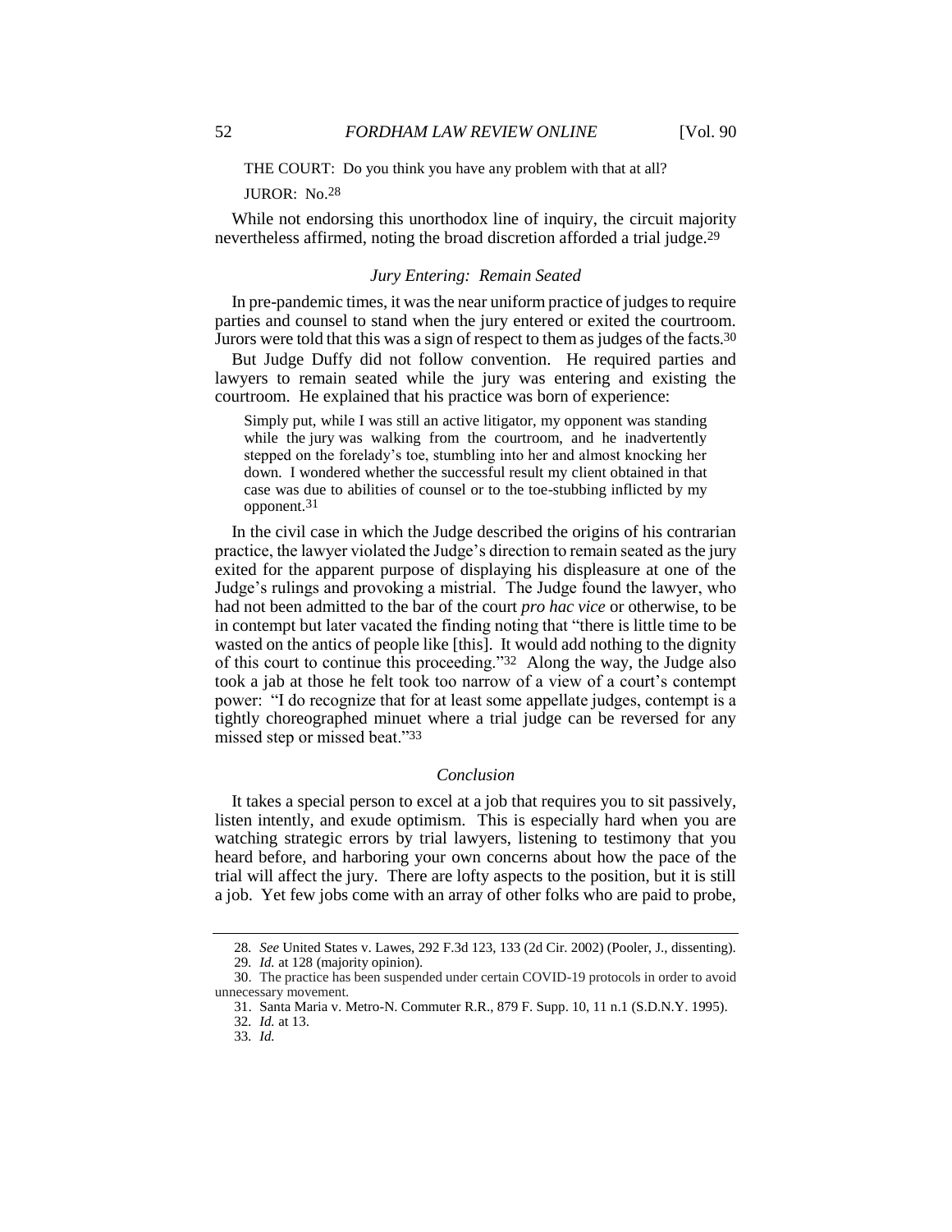THE COURT: Do you think you have any problem with that at all?

JUROR: No.[28]

While not endorsing this unorthodox line of inquiry, the circuit majority nevertheless affirmed, noting the broad discretion afforded a trial judge.[29]

### *Jury Entering: Remain Seated*

In pre-pandemic times, it was the near uniform practice of judges to require parties and counsel to stand when the jury entered or exited the courtroom. Jurors were told that this was a sign of respect to them as judges of the facts.[30]

But Judge Duffy did not follow convention. He required parties and lawyers to remain seated while the jury was entering and existing the courtroom. He explained that his practice was born of experience:

> Simply put, while I was still an active litigator, my opponent was standing while the jury was walking from the courtroom, and he inadvertently stepped on the forelady's toe, stumbling into her and almost knocking her down. I wondered whether the successful result my client obtained in that case was due to abilities of counsel or to the toe-stubbing inflicted by my opponent.[31]

In the civil case in which the Judge described the origins of his contrarian practice, the lawyer violated the Judge's direction to remain seated as the jury exited for the apparent purpose of displaying his displeasure at one of the Judge's rulings and provoking a mistrial. The Judge found the lawyer, who had not been admitted to the bar of the court *pro hac vice* or otherwise, to be in contempt but later vacated the finding noting that "there is little time to be wasted on the antics of people like [this]. It would add nothing to the dignity of this court to continue this proceeding."[32] Along the way, the Judge also took a jab at those he felt took too narrow of a view of a court's contempt power: "I do recognize that for at least some appellate judges, contempt is a tightly choreographed minuet where a trial judge can be reversed for any missed step or missed beat."[33]

### *Conclusion*

It takes a special person to excel at a job that requires you to sit passively, listen intently, and exude optimism. This is especially hard when you are watching strategic errors by trial lawyers, listening to testimony that you heard before, and harboring your own concerns about how the pace of the trial will affect the jury. There are lofty aspects to the position, but it is still a job. Yet few jobs come with an array of other folks who are paid to probe,

---

28. *See* United States v. Lawes, 292 F.3d 123, 133 (2d Cir. 2002) (Pooler, J., dissenting).

29. *Id.* at 128 (majority opinion).

30. The practice has been suspended under certain COVID-19 protocols in order to avoid unnecessary movement.

31. Santa Maria v. Metro-N. Commuter R.R., 879 F. Supp. 10, 11 n.1 (S.D.N.Y. 1995).

32. *Id.* at 13.

33. *Id.*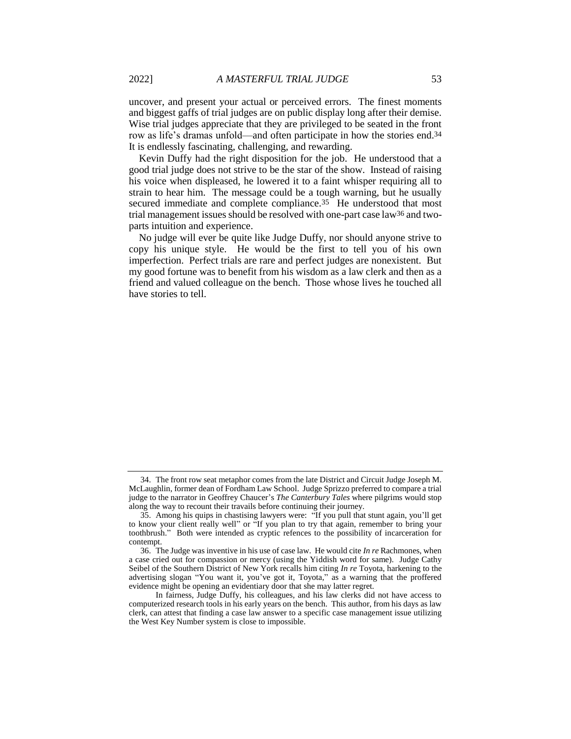uncover, and present your actual or perceived errors. The finest moments and biggest gaffs of trial judges are on public display long after their demise. Wise trial judges appreciate that they are privileged to be seated in the front row as life's dramas unfold—and often participate in how the stories end.[34] It is endlessly fascinating, challenging, and rewarding.

Kevin Duffy had the right disposition for the job. He understood that a good trial judge does not strive to be the star of the show. Instead of raising his voice when displeased, he lowered it to a faint whisper requiring all to strain to hear him. The message could be a tough warning, but he usually secured immediate and complete compliance.[35] He understood that most trial management issues should be resolved with one-part case law[36] and two-parts intuition and experience.

No judge will ever be quite like Judge Duffy, nor should anyone strive to copy his unique style. He would be the first to tell you of his own imperfection. Perfect trials are rare and perfect judges are nonexistent. But my good fortune was to benefit from his wisdom as a law clerk and then as a friend and valued colleague on the bench. Those whose lives he touched all have stories to tell.

---

34. The front row seat metaphor comes from the late District and Circuit Judge Joseph M. McLaughlin, former dean of Fordham Law School. Judge Sprizzo preferred to compare a trial judge to the narrator in Geoffrey Chaucer's *The Canterbury Tales* where pilgrims would stop along the way to recount their travails before continuing their journey.

35. Among his quips in chastising lawyers were: "If you pull that stunt again, you'll get to know your client really well" or "If you plan to try that again, remember to bring your toothbrush." Both were intended as cryptic refences to the possibility of incarceration for contempt.

36. The Judge was inventive in his use of case law. He would cite *In re* Rachmones, when a case cried out for compassion or mercy (using the Yiddish word for same). Judge Cathy Seibel of the Southern District of New York recalls him citing *In re* Toyota, harkening to the advertising slogan "You want it, you've got it, Toyota," as a warning that the proffered evidence might be opening an evidentiary door that she may latter regret.

In fairness, Judge Duffy, his colleagues, and his law clerks did not have access to computerized research tools in his early years on the bench. This author, from his days as law clerk, can attest that finding a case law answer to a specific case management issue utilizing the West Key Number system is close to impossible.